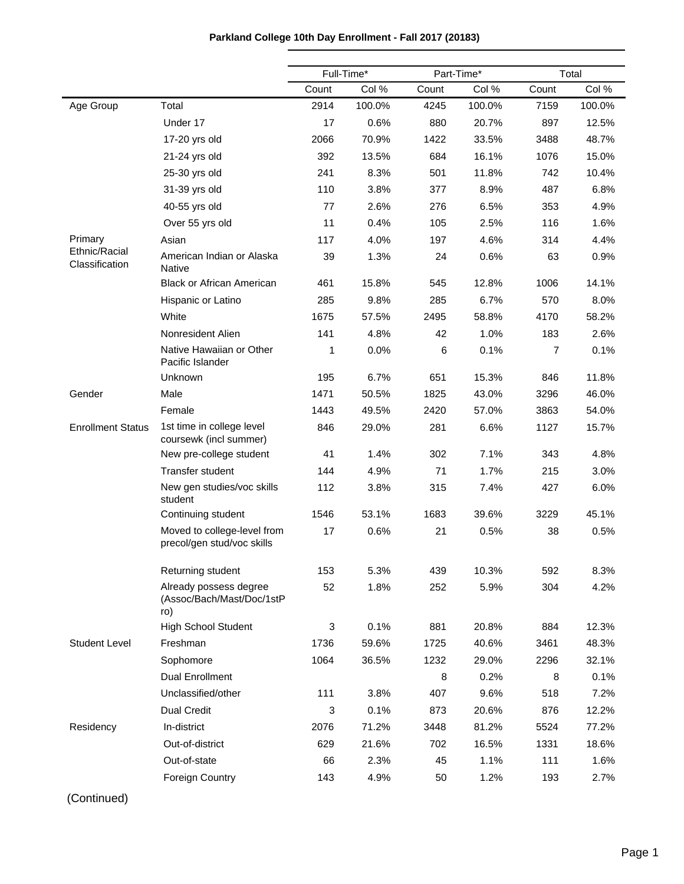**Parkland College 10th Day Enrollment - Fall 2017 (20183)**

| | | Full-Time* | | Part-Time* | | Total | |
|---|---|---|---|---|---|---|---|
| | | Count | Col % | Count | Col % | Count | Col % |
| Age Group | Total | 2914 | 100.0% | 4245 | 100.0% | 7159 | 100.0% |
| | Under 17 | 17 | 0.6% | 880 | 20.7% | 897 | 12.5% |
| | 17-20 yrs old | 2066 | 70.9% | 1422 | 33.5% | 3488 | 48.7% |
| | 21-24 yrs old | 392 | 13.5% | 684 | 16.1% | 1076 | 15.0% |
| | 25-30 yrs old | 241 | 8.3% | 501 | 11.8% | 742 | 10.4% |
| | 31-39 yrs old | 110 | 3.8% | 377 | 8.9% | 487 | 6.8% |
| | 40-55 yrs old | 77 | 2.6% | 276 | 6.5% | 353 | 4.9% |
| | Over 55 yrs old | 11 | 0.4% | 105 | 2.5% | 116 | 1.6% |
| Primary Ethnic/Racial Classification | Asian | 117 | 4.0% | 197 | 4.6% | 314 | 4.4% |
| | American Indian or Alaska Native | 39 | 1.3% | 24 | 0.6% | 63 | 0.9% |
| | Black or African American | 461 | 15.8% | 545 | 12.8% | 1006 | 14.1% |
| | Hispanic or Latino | 285 | 9.8% | 285 | 6.7% | 570 | 8.0% |
| | White | 1675 | 57.5% | 2495 | 58.8% | 4170 | 58.2% |
| | Nonresident Alien | 141 | 4.8% | 42 | 1.0% | 183 | 2.6% |
| | Native Hawaiian or Other Pacific Islander | 1 | 0.0% | 6 | 0.1% | 7 | 0.1% |
| | Unknown | 195 | 6.7% | 651 | 15.3% | 846 | 11.8% |
| Gender | Male | 1471 | 50.5% | 1825 | 43.0% | 3296 | 46.0% |
| | Female | 1443 | 49.5% | 2420 | 57.0% | 3863 | 54.0% |
| Enrollment Status | 1st time in college level coursewk (incl summer) | 846 | 29.0% | 281 | 6.6% | 1127 | 15.7% |
| | New pre-college student | 41 | 1.4% | 302 | 7.1% | 343 | 4.8% |
| | Transfer student | 144 | 4.9% | 71 | 1.7% | 215 | 3.0% |
| | New gen studies/voc skills student | 112 | 3.8% | 315 | 7.4% | 427 | 6.0% |
| | Continuing student | 1546 | 53.1% | 1683 | 39.6% | 3229 | 45.1% |
| | Moved to college-level from precol/gen stud/voc skills | 17 | 0.6% | 21 | 0.5% | 38 | 0.5% |
| | Returning student | 153 | 5.3% | 439 | 10.3% | 592 | 8.3% |
| | Already possess degree (Assoc/Bach/Mast/Doc/1stPro) | 52 | 1.8% | 252 | 5.9% | 304 | 4.2% |
| | High School Student | 3 | 0.1% | 881 | 20.8% | 884 | 12.3% |
| Student Level | Freshman | 1736 | 59.6% | 1725 | 40.6% | 3461 | 48.3% |
| | Sophomore | 1064 | 36.5% | 1232 | 29.0% | 2296 | 32.1% |
| | Dual Enrollment | | | 8 | 0.2% | 8 | 0.1% |
| | Unclassified/other | 111 | 3.8% | 407 | 9.6% | 518 | 7.2% |
| | Dual Credit | 3 | 0.1% | 873 | 20.6% | 876 | 12.2% |
| Residency | In-district | 2076 | 71.2% | 3448 | 81.2% | 5524 | 77.2% |
| | Out-of-district | 629 | 21.6% | 702 | 16.5% | 1331 | 18.6% |
| | Out-of-state | 66 | 2.3% | 45 | 1.1% | 111 | 1.6% |
| | Foreign Country | 143 | 4.9% | 50 | 1.2% | 193 | 2.7% |

(Continued)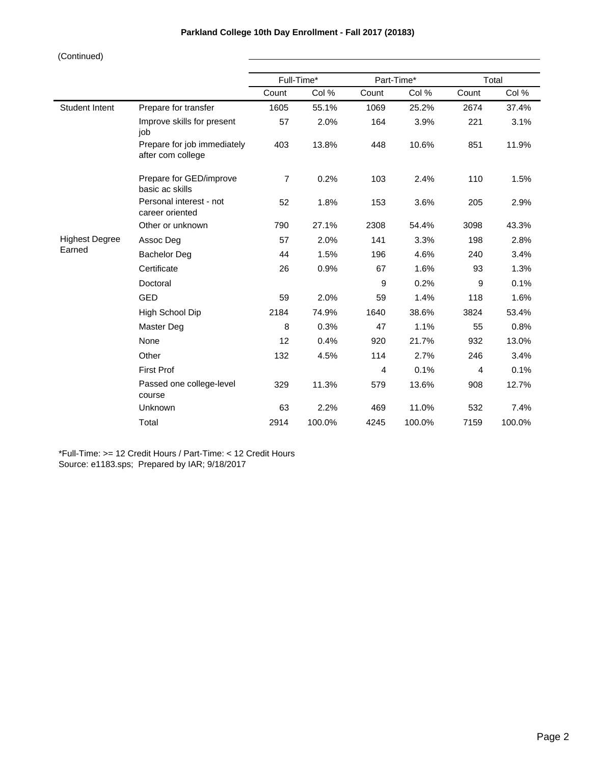**Parkland College 10th Day Enrollment - Fall 2017 (20183)**

(Continued)

| | | Full-Time* | | Part-Time* | | Total | |
|---|---|---|---|---|---|---|---|
| | | Count | Col % | Count | Col % | Count | Col % |
| Student Intent | Prepare for transfer | 1605 | 55.1% | 1069 | 25.2% | 2674 | 37.4% |
| | Improve skills for present job | 57 | 2.0% | 164 | 3.9% | 221 | 3.1% |
| | Prepare for job immediately after com college | 403 | 13.8% | 448 | 10.6% | 851 | 11.9% |
| | Prepare for GED/improve basic ac skills | 7 | 0.2% | 103 | 2.4% | 110 | 1.5% |
| | Personal interest - not career oriented | 52 | 1.8% | 153 | 3.6% | 205 | 2.9% |
| | Other or unknown | 790 | 27.1% | 2308 | 54.4% | 3098 | 43.3% |
| Highest Degree Earned | Assoc Deg | 57 | 2.0% | 141 | 3.3% | 198 | 2.8% |
| | Bachelor Deg | 44 | 1.5% | 196 | 4.6% | 240 | 3.4% |
| | Certificate | 26 | 0.9% | 67 | 1.6% | 93 | 1.3% |
| | Doctoral | | | 9 | 0.2% | 9 | 0.1% |
| | GED | 59 | 2.0% | 59 | 1.4% | 118 | 1.6% |
| | High School Dip | 2184 | 74.9% | 1640 | 38.6% | 3824 | 53.4% |
| | Master Deg | 8 | 0.3% | 47 | 1.1% | 55 | 0.8% |
| | None | 12 | 0.4% | 920 | 21.7% | 932 | 13.0% |
| | Other | 132 | 4.5% | 114 | 2.7% | 246 | 3.4% |
| | First Prof | | | 4 | 0.1% | 4 | 0.1% |
| | Passed one college-level course | 329 | 11.3% | 579 | 13.6% | 908 | 12.7% |
| | Unknown | 63 | 2.2% | 469 | 11.0% | 532 | 7.4% |
| | Total | 2914 | 100.0% | 4245 | 100.0% | 7159 | 100.0% |

*Full-Time: >= 12 Credit Hours / Part-Time: < 12 Credit Hours
Source: e1183.sps; Prepared by IAR; 9/18/2017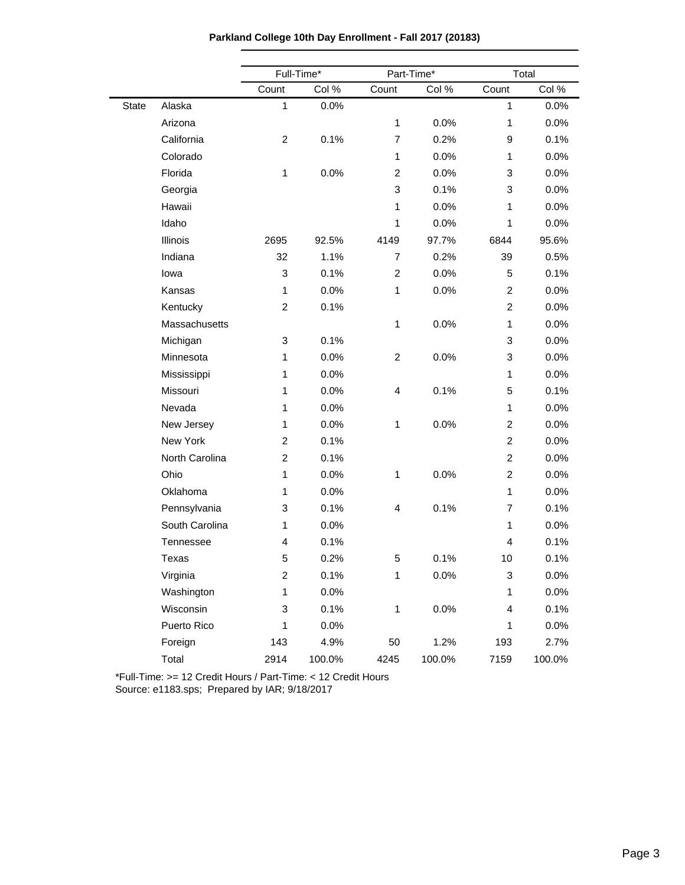**Parkland College 10th Day Enrollment - Fall 2017 (20183)**

| | | Full-Time* | | Part-Time* | | Total | |
|---|---|---|---|---|---|---|---|
| | | Count | Col % | Count | Col % | Count | Col % |
| State | Alaska | 1 | 0.0% | | | 1 | 0.0% |
| | Arizona | | | 1 | 0.0% | 1 | 0.0% |
| | California | 2 | 0.1% | 7 | 0.2% | 9 | 0.1% |
| | Colorado | | | 1 | 0.0% | 1 | 0.0% |
| | Florida | 1 | 0.0% | 2 | 0.0% | 3 | 0.0% |
| | Georgia | | | 3 | 0.1% | 3 | 0.0% |
| | Hawaii | | | 1 | 0.0% | 1 | 0.0% |
| | Idaho | | | 1 | 0.0% | 1 | 0.0% |
| | Illinois | 2695 | 92.5% | 4149 | 97.7% | 6844 | 95.6% |
| | Indiana | 32 | 1.1% | 7 | 0.2% | 39 | 0.5% |
| | Iowa | 3 | 0.1% | 2 | 0.0% | 5 | 0.1% |
| | Kansas | 1 | 0.0% | 1 | 0.0% | 2 | 0.0% |
| | Kentucky | 2 | 0.1% | | | 2 | 0.0% |
| | Massachusetts | | | 1 | 0.0% | 1 | 0.0% |
| | Michigan | 3 | 0.1% | | | 3 | 0.0% |
| | Minnesota | 1 | 0.0% | 2 | 0.0% | 3 | 0.0% |
| | Mississippi | 1 | 0.0% | | | 1 | 0.0% |
| | Missouri | 1 | 0.0% | 4 | 0.1% | 5 | 0.1% |
| | Nevada | 1 | 0.0% | | | 1 | 0.0% |
| | New Jersey | 1 | 0.0% | 1 | 0.0% | 2 | 0.0% |
| | New York | 2 | 0.1% | | | 2 | 0.0% |
| | North Carolina | 2 | 0.1% | | | 2 | 0.0% |
| | Ohio | 1 | 0.0% | 1 | 0.0% | 2 | 0.0% |
| | Oklahoma | 1 | 0.0% | | | 1 | 0.0% |
| | Pennsylvania | 3 | 0.1% | 4 | 0.1% | 7 | 0.1% |
| | South Carolina | 1 | 0.0% | | | 1 | 0.0% |
| | Tennessee | 4 | 0.1% | | | 4 | 0.1% |
| | Texas | 5 | 0.2% | 5 | 0.1% | 10 | 0.1% |
| | Virginia | 2 | 0.1% | 1 | 0.0% | 3 | 0.0% |
| | Washington | 1 | 0.0% | | | 1 | 0.0% |
| | Wisconsin | 3 | 0.1% | 1 | 0.0% | 4 | 0.1% |
| | Puerto Rico | 1 | 0.0% | | | 1 | 0.0% |
| | Foreign | 143 | 4.9% | 50 | 1.2% | 193 | 2.7% |
| | Total | 2914 | 100.0% | 4245 | 100.0% | 7159 | 100.0% |

*Full-Time: >= 12 Credit Hours / Part-Time: < 12 Credit Hours
Source: e1183.sps; Prepared by IAR; 9/18/2017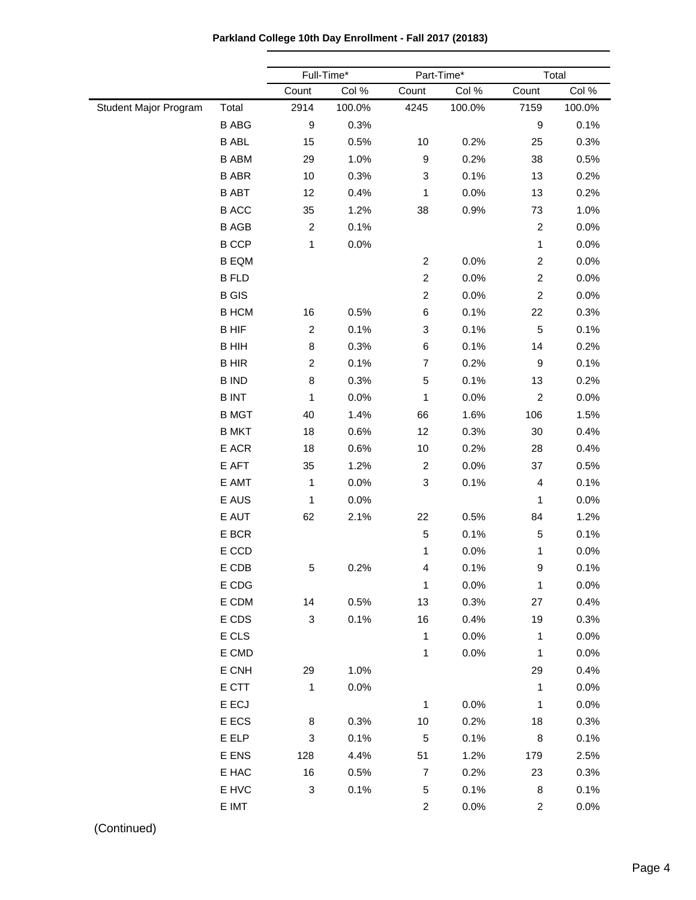**Parkland College 10th Day Enrollment - Fall 2017 (20183)**

| | | Full-Time* | | Part-Time* | | Total | |
|---|---|---|---|---|---|---|---|
| | | Count | Col % | Count | Col % | Count | Col % |
| Student Major Program | Total | 2914 | 100.0% | 4245 | 100.0% | 7159 | 100.0% |
| | B ABG | 9 | 0.3% | | | 9 | 0.1% |
| | B ABL | 15 | 0.5% | 10 | 0.2% | 25 | 0.3% |
| | B ABM | 29 | 1.0% | 9 | 0.2% | 38 | 0.5% |
| | B ABR | 10 | 0.3% | 3 | 0.1% | 13 | 0.2% |
| | B ABT | 12 | 0.4% | 1 | 0.0% | 13 | 0.2% |
| | B ACC | 35 | 1.2% | 38 | 0.9% | 73 | 1.0% |
| | B AGB | 2 | 0.1% | | | 2 | 0.0% |
| | B CCP | 1 | 0.0% | | | 1 | 0.0% |
| | B EQM | | | 2 | 0.0% | 2 | 0.0% |
| | B FLD | | | 2 | 0.0% | 2 | 0.0% |
| | B GIS | | | 2 | 0.0% | 2 | 0.0% |
| | B HCM | 16 | 0.5% | 6 | 0.1% | 22 | 0.3% |
| | B HIF | 2 | 0.1% | 3 | 0.1% | 5 | 0.1% |
| | B HIH | 8 | 0.3% | 6 | 0.1% | 14 | 0.2% |
| | B HIR | 2 | 0.1% | 7 | 0.2% | 9 | 0.1% |
| | B IND | 8 | 0.3% | 5 | 0.1% | 13 | 0.2% |
| | B INT | 1 | 0.0% | 1 | 0.0% | 2 | 0.0% |
| | B MGT | 40 | 1.4% | 66 | 1.6% | 106 | 1.5% |
| | B MKT | 18 | 0.6% | 12 | 0.3% | 30 | 0.4% |
| | E ACR | 18 | 0.6% | 10 | 0.2% | 28 | 0.4% |
| | E AFT | 35 | 1.2% | 2 | 0.0% | 37 | 0.5% |
| | E AMT | 1 | 0.0% | 3 | 0.1% | 4 | 0.1% |
| | E AUS | 1 | 0.0% | | | 1 | 0.0% |
| | E AUT | 62 | 2.1% | 22 | 0.5% | 84 | 1.2% |
| | E BCR | | | 5 | 0.1% | 5 | 0.1% |
| | E CCD | | | 1 | 0.0% | 1 | 0.0% |
| | E CDB | 5 | 0.2% | 4 | 0.1% | 9 | 0.1% |
| | E CDG | | | 1 | 0.0% | 1 | 0.0% |
| | E CDM | 14 | 0.5% | 13 | 0.3% | 27 | 0.4% |
| | E CDS | 3 | 0.1% | 16 | 0.4% | 19 | 0.3% |
| | E CLS | | | 1 | 0.0% | 1 | 0.0% |
| | E CMD | | | 1 | 0.0% | 1 | 0.0% |
| | E CNH | 29 | 1.0% | | | 29 | 0.4% |
| | E CTT | 1 | 0.0% | | | 1 | 0.0% |
| | E ECJ | | | 1 | 0.0% | 1 | 0.0% |
| | E ECS | 8 | 0.3% | 10 | 0.2% | 18 | 0.3% |
| | E ELP | 3 | 0.1% | 5 | 0.1% | 8 | 0.1% |
| | E ENS | 128 | 4.4% | 51 | 1.2% | 179 | 2.5% |
| | E HAC | 16 | 0.5% | 7 | 0.2% | 23 | 0.3% |
| | E HVC | 3 | 0.1% | 5 | 0.1% | 8 | 0.1% |
| | E IMT | | | 2 | 0.0% | 2 | 0.0% |

(Continued)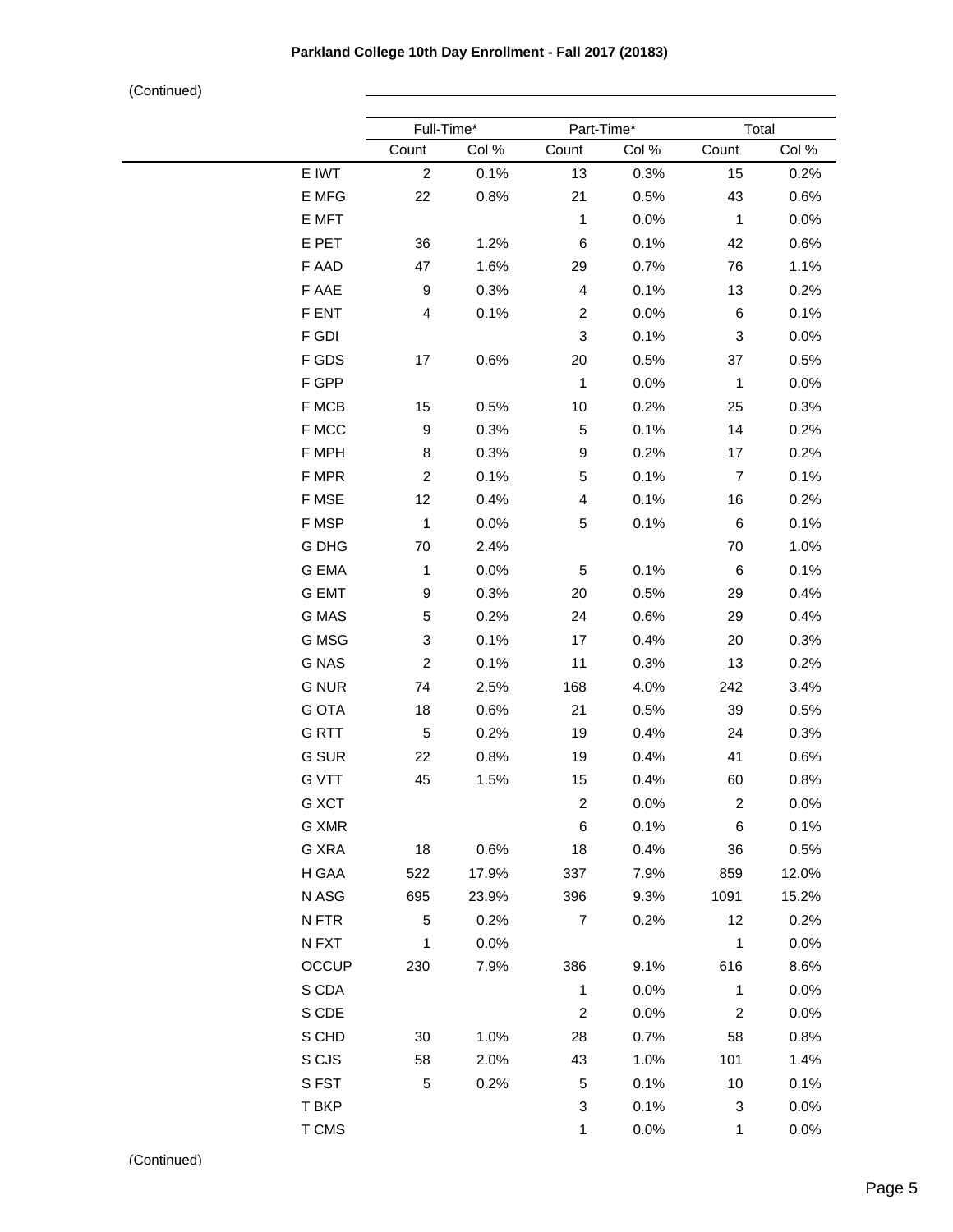**Parkland College 10th Day Enrollment - Fall 2017 (20183)**

(Continued)

| | Full-Time* | | Part-Time* | | Total | |
|---|---|---|---|---|---|---|
| | Count | Col % | Count | Col % | Count | Col % |
| E IWT | 2 | 0.1% | 13 | 0.3% | 15 | 0.2% |
| E MFG | 22 | 0.8% | 21 | 0.5% | 43 | 0.6% |
| E MFT | | | 1 | 0.0% | 1 | 0.0% |
| E PET | 36 | 1.2% | 6 | 0.1% | 42 | 0.6% |
| F AAD | 47 | 1.6% | 29 | 0.7% | 76 | 1.1% |
| F AAE | 9 | 0.3% | 4 | 0.1% | 13 | 0.2% |
| F ENT | 4 | 0.1% | 2 | 0.0% | 6 | 0.1% |
| F GDI | | | 3 | 0.1% | 3 | 0.0% |
| F GDS | 17 | 0.6% | 20 | 0.5% | 37 | 0.5% |
| F GPP | | | 1 | 0.0% | 1 | 0.0% |
| F MCB | 15 | 0.5% | 10 | 0.2% | 25 | 0.3% |
| F MCC | 9 | 0.3% | 5 | 0.1% | 14 | 0.2% |
| F MPH | 8 | 0.3% | 9 | 0.2% | 17 | 0.2% |
| F MPR | 2 | 0.1% | 5 | 0.1% | 7 | 0.1% |
| F MSE | 12 | 0.4% | 4 | 0.1% | 16 | 0.2% |
| F MSP | 1 | 0.0% | 5 | 0.1% | 6 | 0.1% |
| G DHG | 70 | 2.4% | | | 70 | 1.0% |
| G EMA | 1 | 0.0% | 5 | 0.1% | 6 | 0.1% |
| G EMT | 9 | 0.3% | 20 | 0.5% | 29 | 0.4% |
| G MAS | 5 | 0.2% | 24 | 0.6% | 29 | 0.4% |
| G MSG | 3 | 0.1% | 17 | 0.4% | 20 | 0.3% |
| G NAS | 2 | 0.1% | 11 | 0.3% | 13 | 0.2% |
| G NUR | 74 | 2.5% | 168 | 4.0% | 242 | 3.4% |
| G OTA | 18 | 0.6% | 21 | 0.5% | 39 | 0.5% |
| G RTT | 5 | 0.2% | 19 | 0.4% | 24 | 0.3% |
| G SUR | 22 | 0.8% | 19 | 0.4% | 41 | 0.6% |
| G VTT | 45 | 1.5% | 15 | 0.4% | 60 | 0.8% |
| G XCT | | | 2 | 0.0% | 2 | 0.0% |
| G XMR | | | 6 | 0.1% | 6 | 0.1% |
| G XRA | 18 | 0.6% | 18 | 0.4% | 36 | 0.5% |
| H GAA | 522 | 17.9% | 337 | 7.9% | 859 | 12.0% |
| N ASG | 695 | 23.9% | 396 | 9.3% | 1091 | 15.2% |
| N FTR | 5 | 0.2% | 7 | 0.2% | 12 | 0.2% |
| N FXT | 1 | 0.0% | | | 1 | 0.0% |
| OCCUP | 230 | 7.9% | 386 | 9.1% | 616 | 8.6% |
| S CDA | | | 1 | 0.0% | 1 | 0.0% |
| S CDE | | | 2 | 0.0% | 2 | 0.0% |
| S CHD | 30 | 1.0% | 28 | 0.7% | 58 | 0.8% |
| S CJS | 58 | 2.0% | 43 | 1.0% | 101 | 1.4% |
| S FST | 5 | 0.2% | 5 | 0.1% | 10 | 0.1% |
| T BKP | | | 3 | 0.1% | 3 | 0.0% |
| T CMS | | | 1 | 0.0% | 1 | 0.0% |

(Continued)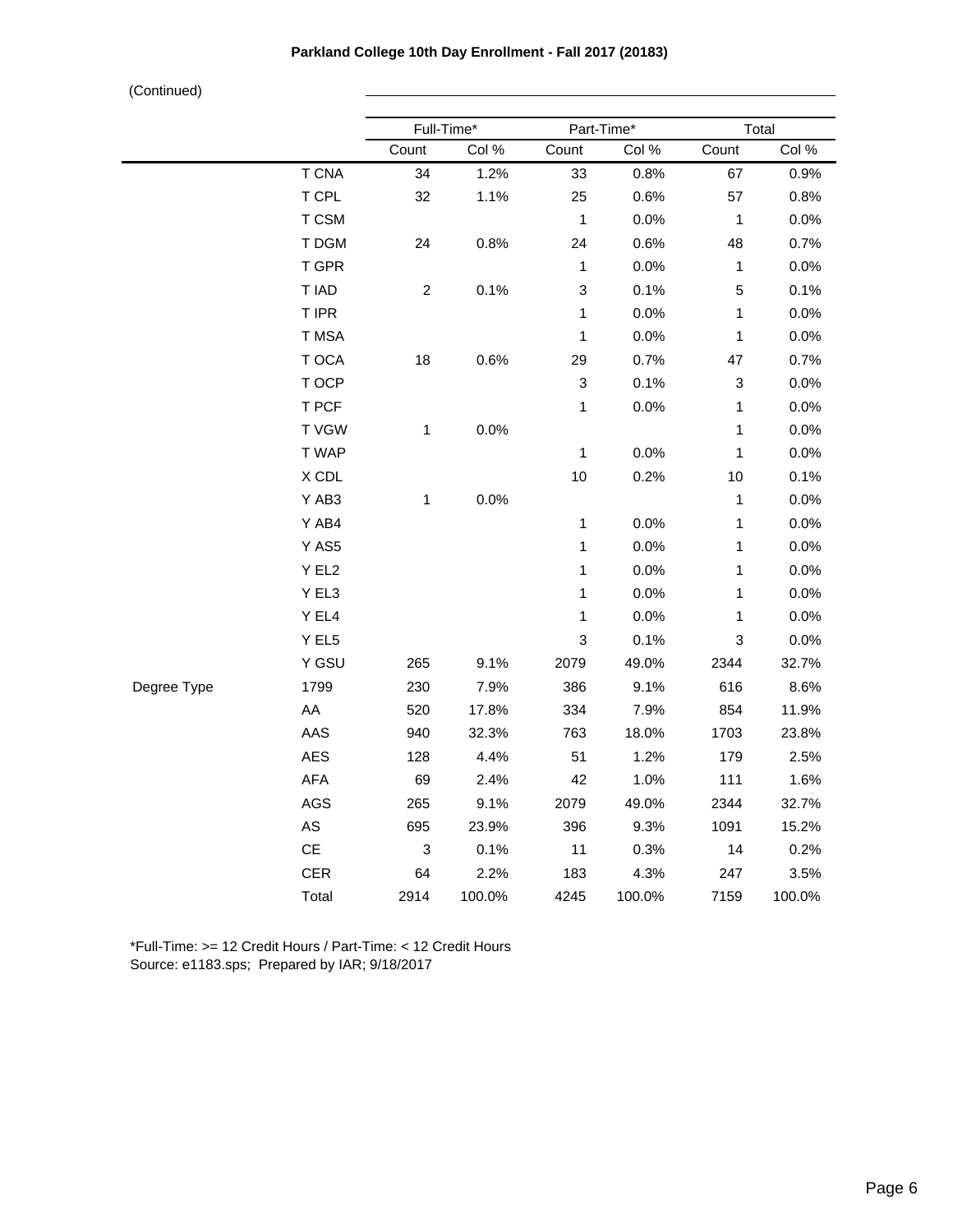**Parkland College 10th Day Enrollment - Fall 2017 (20183)**

(Continued)

| | | Full-Time* | | Part-Time* | | Total | |
|---|---|---|---|---|---|---|---|
| | | Count | Col % | Count | Col % | Count | Col % |
| | T CNA | 34 | 1.2% | 33 | 0.8% | 67 | 0.9% |
| | T CPL | 32 | 1.1% | 25 | 0.6% | 57 | 0.8% |
| | T CSM | | | 1 | 0.0% | 1 | 0.0% |
| | T DGM | 24 | 0.8% | 24 | 0.6% | 48 | 0.7% |
| | T GPR | | | 1 | 0.0% | 1 | 0.0% |
| | T IAD | 2 | 0.1% | 3 | 0.1% | 5 | 0.1% |
| | T IPR | | | 1 | 0.0% | 1 | 0.0% |
| | T MSA | | | 1 | 0.0% | 1 | 0.0% |
| | T OCA | 18 | 0.6% | 29 | 0.7% | 47 | 0.7% |
| | T OCP | | | 3 | 0.1% | 3 | 0.0% |
| | T PCF | | | 1 | 0.0% | 1 | 0.0% |
| | T VGW | 1 | 0.0% | | | 1 | 0.0% |
| | T WAP | | | 1 | 0.0% | 1 | 0.0% |
| | X CDL | | | 10 | 0.2% | 10 | 0.1% |
| | Y AB3 | 1 | 0.0% | | | 1 | 0.0% |
| | Y AB4 | | | 1 | 0.0% | 1 | 0.0% |
| | Y AS5 | | | 1 | 0.0% | 1 | 0.0% |
| | Y EL2 | | | 1 | 0.0% | 1 | 0.0% |
| | Y EL3 | | | 1 | 0.0% | 1 | 0.0% |
| | Y EL4 | | | 1 | 0.0% | 1 | 0.0% |
| | Y EL5 | | | 3 | 0.1% | 3 | 0.0% |
| | Y GSU | 265 | 9.1% | 2079 | 49.0% | 2344 | 32.7% |
| Degree Type | 1799 | 230 | 7.9% | 386 | 9.1% | 616 | 8.6% |
| | AA | 520 | 17.8% | 334 | 7.9% | 854 | 11.9% |
| | AAS | 940 | 32.3% | 763 | 18.0% | 1703 | 23.8% |
| | AES | 128 | 4.4% | 51 | 1.2% | 179 | 2.5% |
| | AFA | 69 | 2.4% | 42 | 1.0% | 111 | 1.6% |
| | AGS | 265 | 9.1% | 2079 | 49.0% | 2344 | 32.7% |
| | AS | 695 | 23.9% | 396 | 9.3% | 1091 | 15.2% |
| | CE | 3 | 0.1% | 11 | 0.3% | 14 | 0.2% |
| | CER | 64 | 2.2% | 183 | 4.3% | 247 | 3.5% |
| | Total | 2914 | 100.0% | 4245 | 100.0% | 7159 | 100.0% |

*Full-Time: >= 12 Credit Hours / Part-Time: < 12 Credit Hours
Source: e1183.sps; Prepared by IAR; 9/18/2017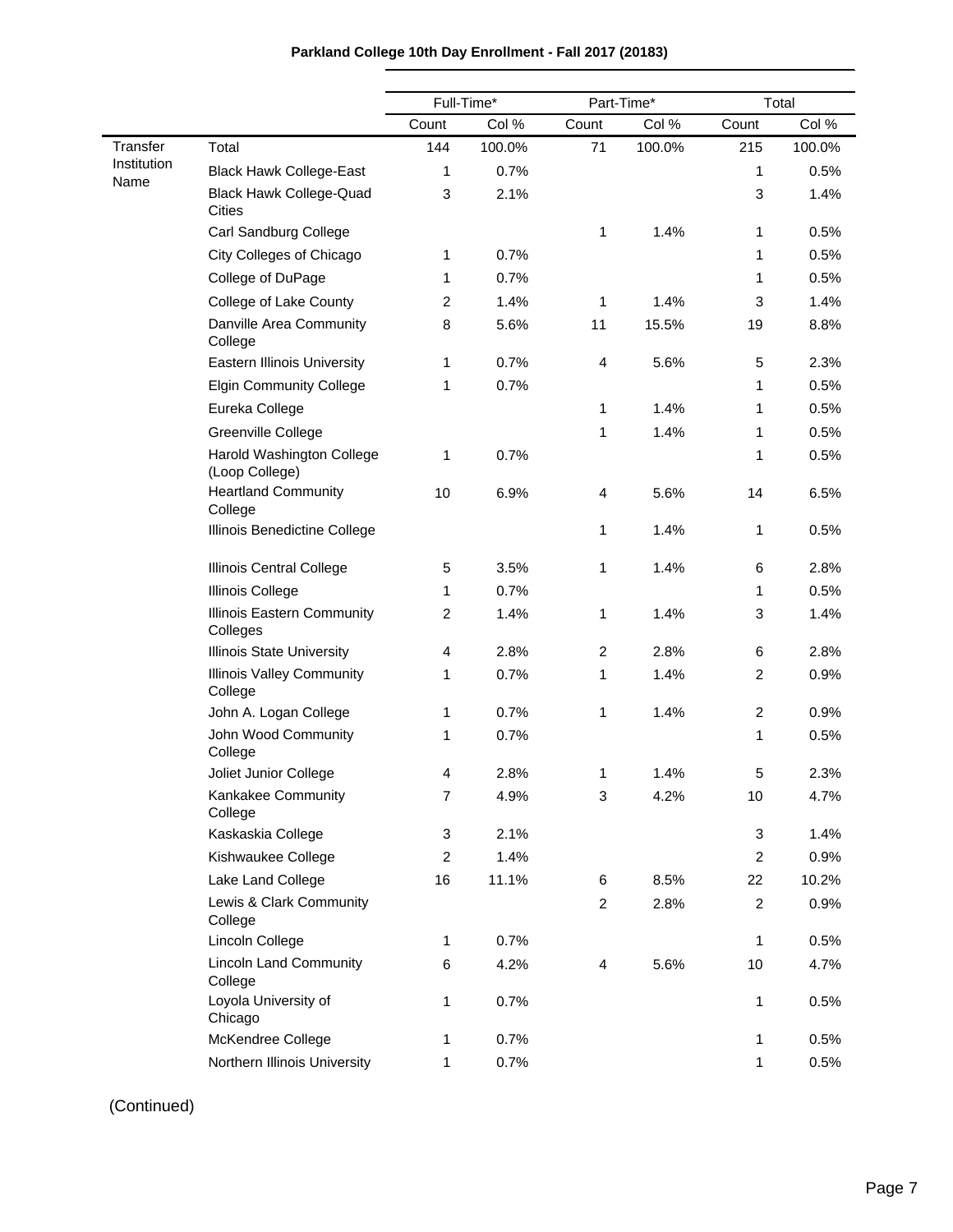**Parkland College 10th Day Enrollment - Fall 2017 (20183)**

| | | Full-Time* | | Part-Time* | | Total | |
|---|---|---|---|---|---|---|---|
| | | Count | Col % | Count | Col % | Count | Col % |
| Transfer Institution Name | Total | 144 | 100.0% | 71 | 100.0% | 215 | 100.0% |
| | Black Hawk College-East | 1 | 0.7% | | | 1 | 0.5% |
| | Black Hawk College-Quad Cities | 3 | 2.1% | | | 3 | 1.4% |
| | Carl Sandburg College | | | 1 | 1.4% | 1 | 0.5% |
| | City Colleges of Chicago | 1 | 0.7% | | | 1 | 0.5% |
| | College of DuPage | 1 | 0.7% | | | 1 | 0.5% |
| | College of Lake County | 2 | 1.4% | 1 | 1.4% | 3 | 1.4% |
| | Danville Area Community College | 8 | 5.6% | 11 | 15.5% | 19 | 8.8% |
| | Eastern Illinois University | 1 | 0.7% | 4 | 5.6% | 5 | 2.3% |
| | Elgin Community College | 1 | 0.7% | | | 1 | 0.5% |
| | Eureka College | | | 1 | 1.4% | 1 | 0.5% |
| | Greenville College | | | 1 | 1.4% | 1 | 0.5% |
| | Harold Washington College (Loop College) | 1 | 0.7% | | | 1 | 0.5% |
| | Heartland Community College | 10 | 6.9% | 4 | 5.6% | 14 | 6.5% |
| | Illinois Benedictine College | | | 1 | 1.4% | 1 | 0.5% |
| | Illinois Central College | 5 | 3.5% | 1 | 1.4% | 6 | 2.8% |
| | Illinois College | 1 | 0.7% | | | 1 | 0.5% |
| | Illinois Eastern Community Colleges | 2 | 1.4% | 1 | 1.4% | 3 | 1.4% |
| | Illinois State University | 4 | 2.8% | 2 | 2.8% | 6 | 2.8% |
| | Illinois Valley Community College | 1 | 0.7% | 1 | 1.4% | 2 | 0.9% |
| | John A. Logan College | 1 | 0.7% | 1 | 1.4% | 2 | 0.9% |
| | John Wood Community College | 1 | 0.7% | | | 1 | 0.5% |
| | Joliet Junior College | 4 | 2.8% | 1 | 1.4% | 5 | 2.3% |
| | Kankakee Community College | 7 | 4.9% | 3 | 4.2% | 10 | 4.7% |
| | Kaskaskia College | 3 | 2.1% | | | 3 | 1.4% |
| | Kishwaukee College | 2 | 1.4% | | | 2 | 0.9% |
| | Lake Land College | 16 | 11.1% | 6 | 8.5% | 22 | 10.2% |
| | Lewis & Clark Community College | | | 2 | 2.8% | 2 | 0.9% |
| | Lincoln College | 1 | 0.7% | | | 1 | 0.5% |
| | Lincoln Land Community College | 6 | 4.2% | 4 | 5.6% | 10 | 4.7% |
| | Loyola University of Chicago | 1 | 0.7% | | | 1 | 0.5% |
| | McKendree College | 1 | 0.7% | | | 1 | 0.5% |
| | Northern Illinois University | 1 | 0.7% | | | 1 | 0.5% |

(Continued)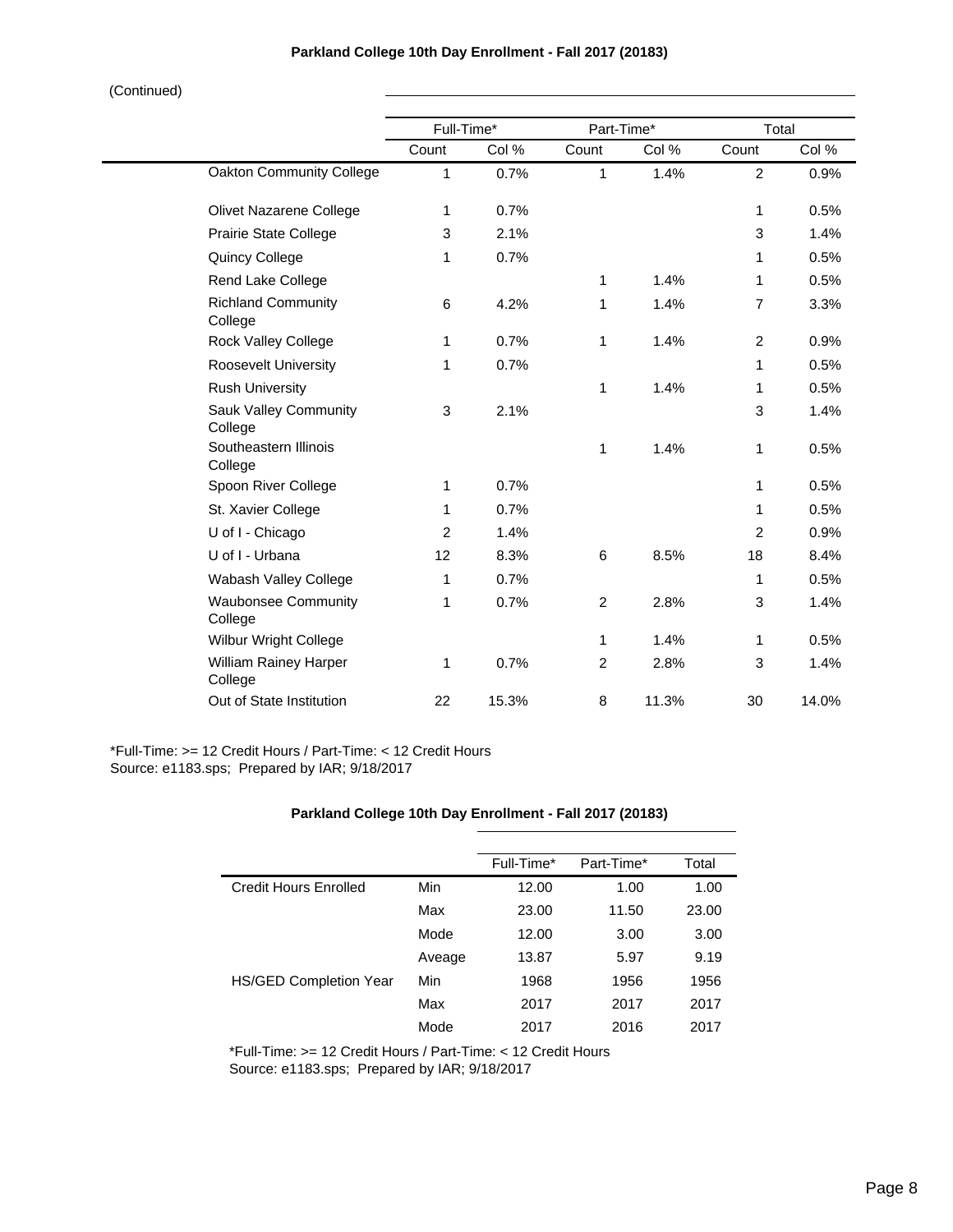## Parkland College 10th Day Enrollment - Fall 2017 (20183)

(Continued)

| | Full-Time* | | Part-Time* | | Total | |
|---|---|---|---|---|---|---|
| | Count | Col % | Count | Col % | Count | Col % |
| Oakton Community College | 1 | 0.7% | 1 | 1.4% | 2 | 0.9% |
| Olivet Nazarene College | 1 | 0.7% | | | 1 | 0.5% |
| Prairie State College | 3 | 2.1% | | | 3 | 1.4% |
| Quincy College | 1 | 0.7% | | | 1 | 0.5% |
| Rend Lake College | | | 1 | 1.4% | 1 | 0.5% |
| Richland Community College | 6 | 4.2% | 1 | 1.4% | 7 | 3.3% |
| Rock Valley College | 1 | 0.7% | 1 | 1.4% | 2 | 0.9% |
| Roosevelt University | 1 | 0.7% | | | 1 | 0.5% |
| Rush University | | | 1 | 1.4% | 1 | 0.5% |
| Sauk Valley Community College | 3 | 2.1% | | | 3 | 1.4% |
| Southeastern Illinois College | | | 1 | 1.4% | 1 | 0.5% |
| Spoon River College | 1 | 0.7% | | | 1 | 0.5% |
| St. Xavier College | 1 | 0.7% | | | 1 | 0.5% |
| U of I - Chicago | 2 | 1.4% | | | 2 | 0.9% |
| U of I - Urbana | 12 | 8.3% | 6 | 8.5% | 18 | 8.4% |
| Wabash Valley College | 1 | 0.7% | | | 1 | 0.5% |
| Waubonsee Community College | 1 | 0.7% | 2 | 2.8% | 3 | 1.4% |
| Wilbur Wright College | | | 1 | 1.4% | 1 | 0.5% |
| William Rainey Harper College | 1 | 0.7% | 2 | 2.8% | 3 | 1.4% |
| Out of State Institution | 22 | 15.3% | 8 | 11.3% | 30 | 14.0% |

*Full-Time: >= 12 Credit Hours / Part-Time: < 12 Credit Hours
Source: e1183.sps; Prepared by IAR; 9/18/2017

## Parkland College 10th Day Enrollment - Fall 2017 (20183)

| | | Full-Time* | Part-Time* | Total |
|---|---|---|---|---|
| Credit Hours Enrolled | Min | 12.00 | 1.00 | 1.00 |
| | Max | 23.00 | 11.50 | 23.00 |
| | Mode | 12.00 | 3.00 | 3.00 |
| | Aveage | 13.87 | 5.97 | 9.19 |
| HS/GED Completion Year | Min | 1968 | 1956 | 1956 |
| | Max | 2017 | 2017 | 2017 |
| | Mode | 2017 | 2016 | 2017 |

*Full-Time: >= 12 Credit Hours / Part-Time: < 12 Credit Hours
Source: e1183.sps; Prepared by IAR; 9/18/2017